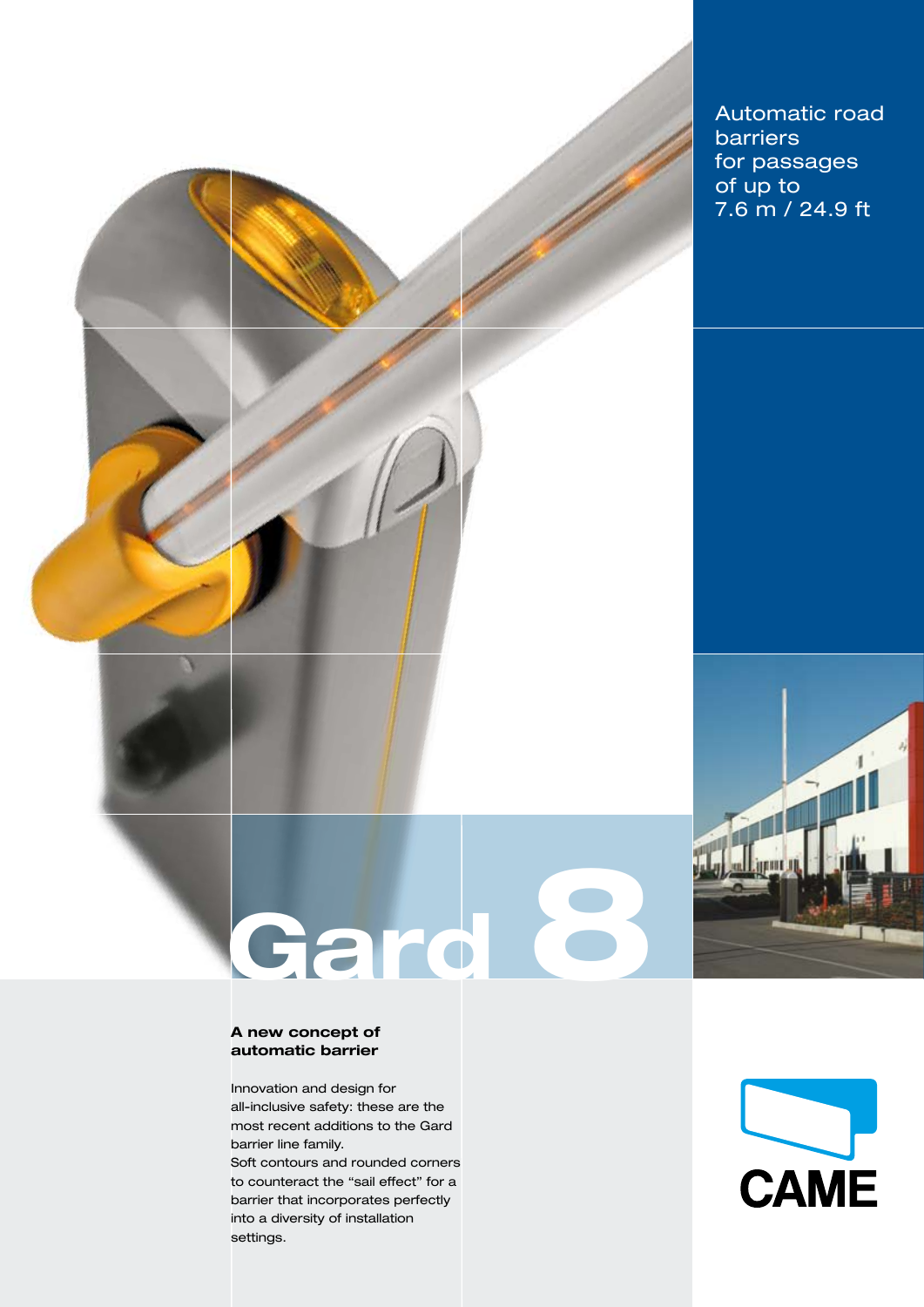Automatic road barriers for passages of up to 7.6 m / 24.9 ft

# Gard 8

### A new concept of automatic barrier

Innovation and design for all-inclusive safety: these are the most recent additions to the Gard barrier line family.
Soft contours and rounded corners to counteract the “sail effect” for a barrier that incorporates perfectly into a diversity of installation settings.

CAME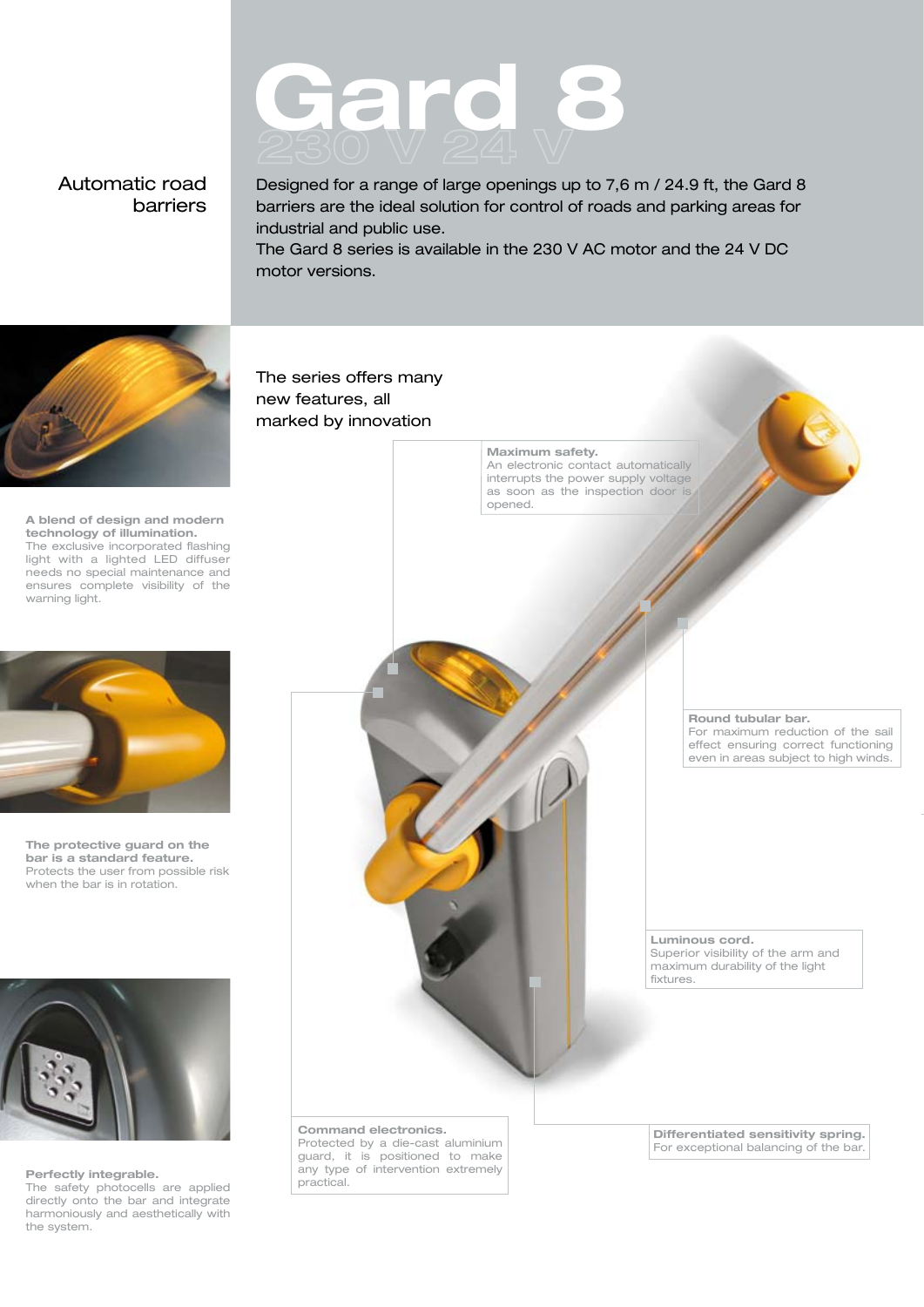# Gard 8

## 230 V 24 V

### Automatic road barriers

Designed for a range of large openings up to 7,6 m / 24.9 ft, the Gard 8 barriers are the ideal solution for control of roads and parking areas for industrial and public use.
The Gard 8 series is available in the 230 V AC motor and the 24 V DC motor versions.

**A blend of design and modern technology of illumination.**
The exclusive incorporated flashing light with a lighted LED diffuser needs no special maintenance and ensures complete visibility of the warning light.

**The protective guard on the bar is a standard feature.**
Protects the user from possible risk when the bar is in rotation.

**Perfectly integrable.**
The safety photocells are applied directly onto the bar and integrate harmoniously and aesthetically with the system.

The series offers many new features, all marked by innovation

**Maximum safety.**
An electronic contact automatically interrupts the power supply voltage as soon as the inspection door is opened.

**Round tubular bar.**
For maximum reduction of the sail effect ensuring correct functioning even in areas subject to high winds.

**Luminous cord.**
Superior visibility of the arm and maximum durability of the light fixtures.

**Command electronics.**
Protected by a die-cast aluminium guard, it is positioned to make any type of intervention extremely practical.

**Differentiated sensitivity spring.**
For exceptional balancing of the bar.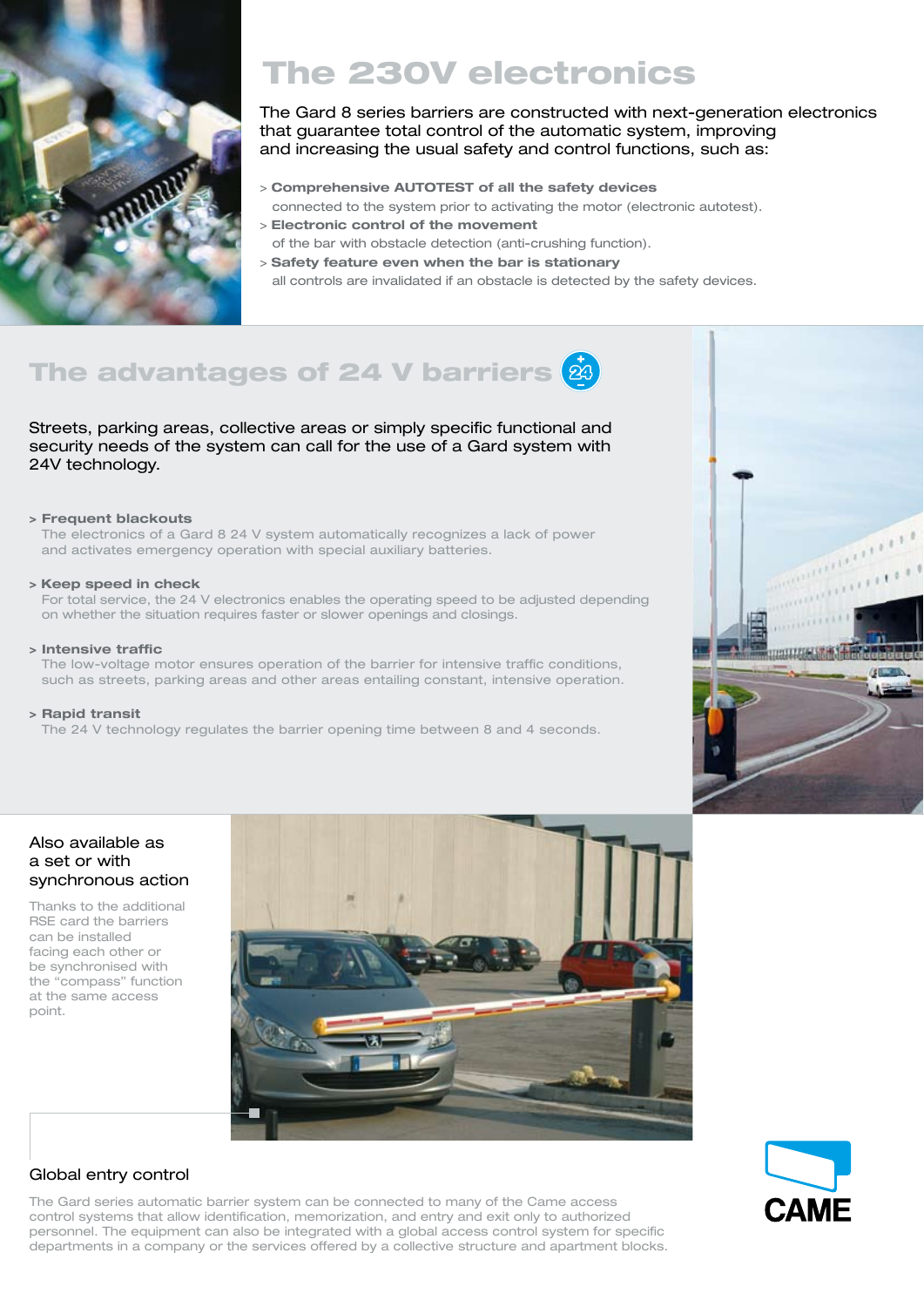# The 230V electronics

The Gard 8 series barriers are constructed with next-generation electronics that guarantee total control of the automatic system, improving and increasing the usual safety and control functions, such as:

> **Comprehensive AUTOTEST of all the safety devices**
> connected to the system prior to activating the motor (electronic autotest).

> **Electronic control of the movement**
> of the bar with obstacle detection (anti-crushing function).

> **Safety feature even when the bar is stationary**
> all controls are invalidated if an obstacle is detected by the safety devices.

# The advantages of 24 V barriers

Streets, parking areas, collective areas or simply specific functional and security needs of the system can call for the use of a Gard system with 24V technology.

> **Frequent blackouts**
> The electronics of a Gard 8 24 V system automatically recognizes a lack of power and activates emergency operation with special auxiliary batteries.

> **Keep speed in check**
> For total service, the 24 V electronics enables the operating speed to be adjusted depending on whether the situation requires faster or slower openings and closings.

> **Intensive traffic**
> The low-voltage motor ensures operation of the barrier for intensive traffic conditions, such as streets, parking areas and other areas entailing constant, intensive operation.

> **Rapid transit**
> The 24 V technology regulates the barrier opening time between 8 and 4 seconds.

## Also available as a set or with synchronous action

Thanks to the additional RSE card the barriers can be installed facing each other or be synchronised with the "compass" function at the same access point.

## Global entry control

The Gard series automatic barrier system can be connected to many of the Came access control systems that allow identification, memorization, and entry and exit only to authorized personnel. The equipment can also be integrated with a global access control system for specific departments in a company or the services offered by a collective structure and apartment blocks.

CAME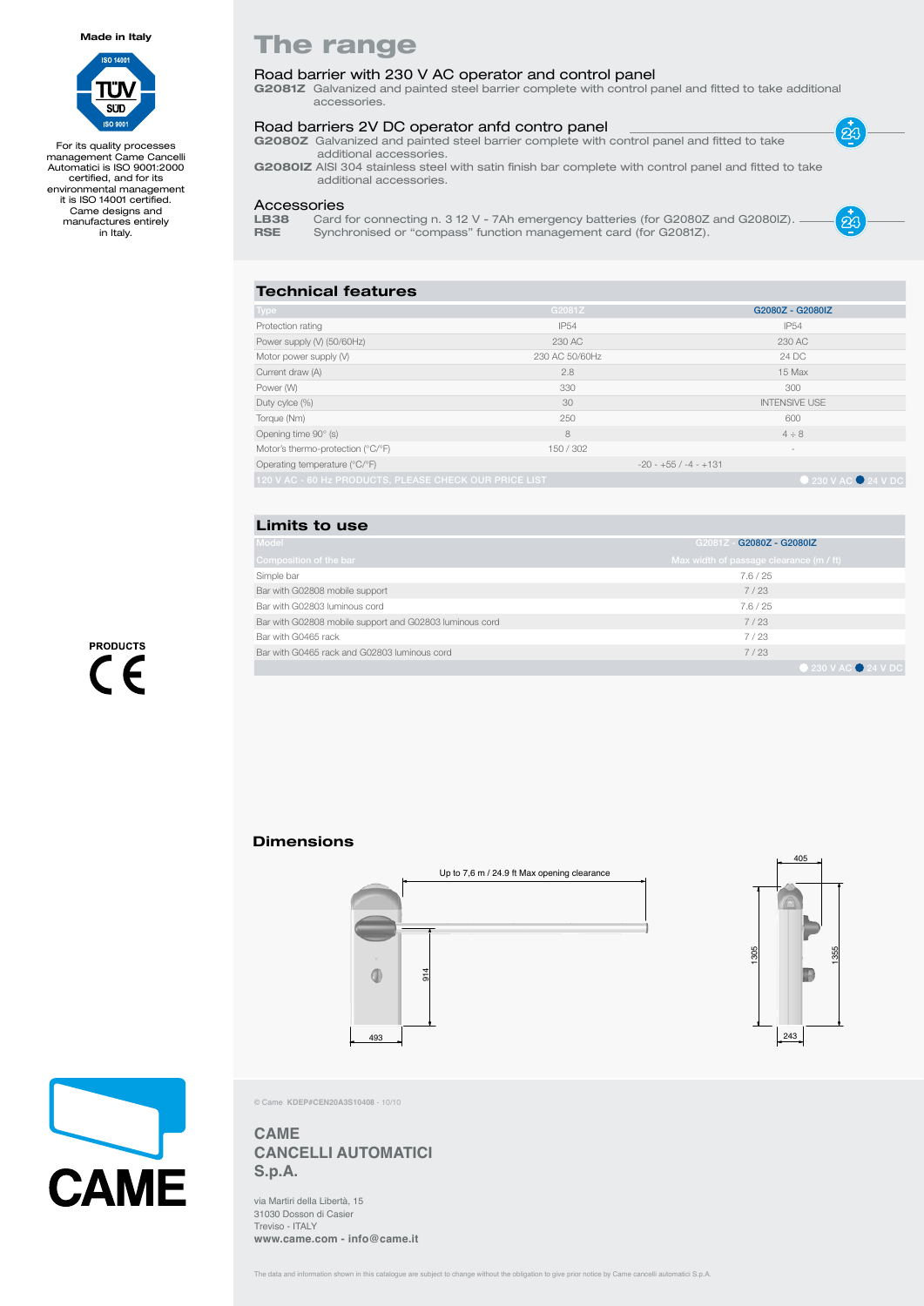Made in Italy

For its quality processes management Came Cancelli Automatici is ISO 9001:2000 certified, and for its environmental management it is ISO 14001 certified. Came designs and manufactures entirely in Italy.

# The range

## Road barrier with 230 V AC operator and control panel

**G2081Z** Galvanized and painted steel barrier complete with control panel and fitted to take additional accessories.

## Road barriers 2V DC operator anfd contro panel

**G2080Z** Galvanized and painted steel barrier complete with control panel and fitted to take additional accessories.

**G2080IZ** AISI 304 stainless steel with satin finish bar complete with control panel and fitted to take additional accessories.

## Accessories

**LB38** Card for connecting n. 3 12 V - 7Ah emergency batteries (for G2080Z and G2080IZ).

**RSE** Synchronised or "compass" function management card (for G2081Z).

## Technical features

| Type | G2081Z | G2080Z - G2080IZ |
|---|---|---|
| Protection rating | IP54 | IP54 |
| Power supply (V) (50/60Hz) | 230 AC | 230 AC |
| Motor power supply (V) | 230 AC 50/60Hz | 24 DC |
| Current draw (A) | 2.8 | 15 Max |
| Power (W) | 330 | 300 |
| Duty cylce (%) | 30 | INTENSIVE USE |
| Torque (Nm) | 250 | 600 |
| Opening time 90° (s) | 8 | 4 ÷ 8 |
| Motor's thermo-protection (°C/°F) | 150 / 302 | - |
| Operating temperature (°C/°F) | -20 - +55 / -4 - +131 | |

120 V AC - 60 Hz PRODUCTS, PLEASE CHECK OUR PRICE LIST — 230 V AC ● 24 V DC

## Limits to use

| Model | G2081Z - G2080Z - G2080IZ |
|---|---|
| Composition of the bar | Max width of passage clearance (m / ft) |
| Simple bar | 7.6 / 25 |
| Bar with G02808 mobile support | 7 / 23 |
| Bar with G02803 luminous cord | 7.6 / 25 |
| Bar with G02808 mobile support and G02803 luminous cord | 7 / 23 |
| Bar with G0465 rack | 7 / 23 |
| Bar with G0465 rack and G02803 luminous cord | 7 / 23 |

230 V AC ● 24 V DC

PRODUCTS CE

## Dimensions

Up to 7,6 m / 24.9 ft Max opening clearance

914

493

405

1305

1355

243

© Came KDEP#CEN20A3S10408 - 10/10

**CAME CANCELLI AUTOMATICI S.p.A.**

via Martiri della Libertà, 15
31030 Dosson di Casier
Treviso - ITALY
**www.came.com - info@came.it**

The data and information shown in this catalogue are subject to change without the obligation to give prior notice by Came cancelli automatici S.p.A.